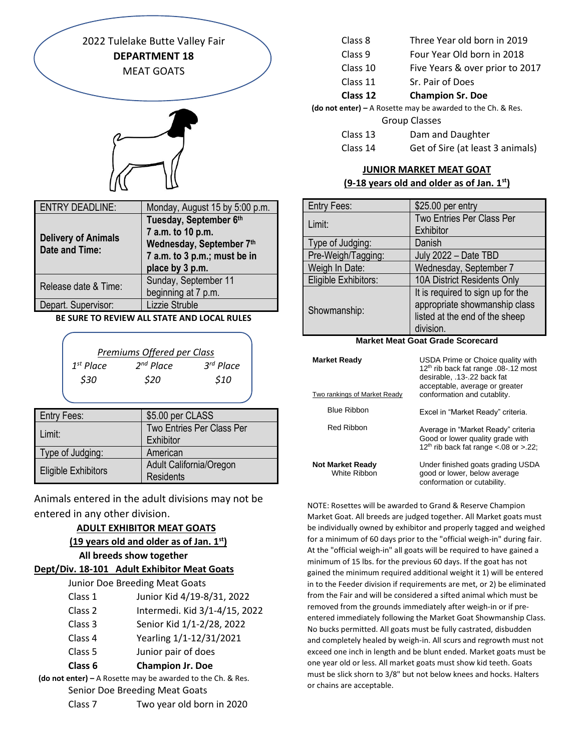# 2022 Tulelake Butte Valley Fair
## DEPARTMENT 18
## MEAT GOATS

| ENTRY DEADLINE: | Monday, August 15 by 5:00 p.m. |
|---|---|
| **Delivery of Animals Date and Time:** | **Tuesday, September 6th 7 a.m. to 10 p.m. Wednesday, September 7th 7 a.m. to 3 p.m.; must be in place by 3 p.m.** |
| Release date & Time: | Sunday, September 11 beginning at 7 p.m. |
| Depart. Supervisor: | Lizzie Struble |

**BE SURE TO REVIEW ALL STATE AND LOCAL RULES**

*Premiums Offered per Class*

| *1st Place* | *2nd Place* | *3rd Place* |
|---|---|---|
| *$30* | *$20* | *$10* |

| Entry Fees: | $5.00 per CLASS |
|---|---|
| Limit: | Two Entries Per Class Per Exhibitor |
| Type of Judging: | American |
| Eligible Exhibitors | Adult California/Oregon Residents |

Animals entered in the adult divisions may not be entered in any other division.

**ADULT EXHIBITOR MEAT GOATS**
**(19 years old and older as of Jan. 1st)**
**All breeds show together**

**Dept/Div. 18-101 Adult Exhibitor Meat Goats**

Junior Doe Breeding Meat Goats

| | |
|---|---|
| Class 1 | Junior Kid 4/19-8/31, 2022 |
| Class 2 | Intermedi. Kid 3/1-4/15, 2022 |
| Class 3 | Senior Kid 1/1-2/28, 2022 |
| Class 4 | Yearling 1/1-12/31/2021 |
| Class 5 | Junior pair of does |
| **Class 6** | **Champion Jr. Doe** |

**(do not enter) –** A Rosette may be awarded to the Ch. & Res.

Senior Doe Breeding Meat Goats

| | |
|---|---|
| Class 7 | Two year old born in 2020 |
| Class 8 | Three Year old born in 2019 |
| Class 9 | Four Year Old born in 2018 |
| Class 10 | Five Years & over prior to 2017 |
| Class 11 | Sr. Pair of Does |
| **Class 12** | **Champion Sr. Doe** |

**(do not enter) –** A Rosette may be awarded to the Ch. & Res.

Group Classes

| | |
|---|---|
| Class 13 | Dam and Daughter |
| Class 14 | Get of Sire (at least 3 animals) |

**JUNIOR MARKET MEAT GOAT**
**(9-18 years old and older as of Jan. 1st)**

| Entry Fees: | $25.00 per entry |
|---|---|
| Limit: | Two Entries Per Class Per Exhibitor |
| Type of Judging: | Danish |
| Pre-Weigh/Tagging: | July 2022 – Date TBD |
| Weigh In Date: | Wednesday, September 7 |
| Eligible Exhibitors: | 10A District Residents Only |
| Showmanship: | It is required to sign up for the appropriate showmanship class listed at the end of the sheep division. |

**Market Meat Goat Grade Scorecard**

| | |
|---|---|
| **Market Ready** <br> Two rankings of Market Ready | USDA Prime or Choice quality with 12th rib back fat range .08-.12 most desirable, .13-.22 back fat acceptable, average or greater conformation and cutablity. |
| Blue Ribbon | Excel in "Market Ready" criteria. |
| Red Ribbon | Average in "Market Ready" criteria Good or lower quality grade with 12th rib back fat range <.08 or >.22; |
| **Not Market Ready** <br> White Ribbon | Under finished goats grading USDA good or lower, below average conformation or cutability. |

NOTE: Rosettes will be awarded to Grand & Reserve Champion Market Goat. All breeds are judged together. All Market goats must be individually owned by exhibitor and properly tagged and weighed for a minimum of 60 days prior to the "official weigh-in" during fair. At the "official weigh-in" all goats will be required to have gained a minimum of 15 lbs. for the previous 60 days. If the goat has not gained the minimum required additional weight it 1) will be entered in to the Feeder division if requirements are met, or 2) be eliminated from the Fair and will be considered a sifted animal which must be removed from the grounds immediately after weigh-in or if pre-entered immediately following the Market Goat Showmanship Class. No bucks permitted. All goats must be fully castrated, disbudden and completely healed by weigh-in. All scurs and regrowth must not exceed one inch in length and be blunt ended. Market goats must be one year old or less. All market goats must show kid teeth. Goats must be slick shorn to 3/8" but not below knees and hocks. Halters or chains are acceptable.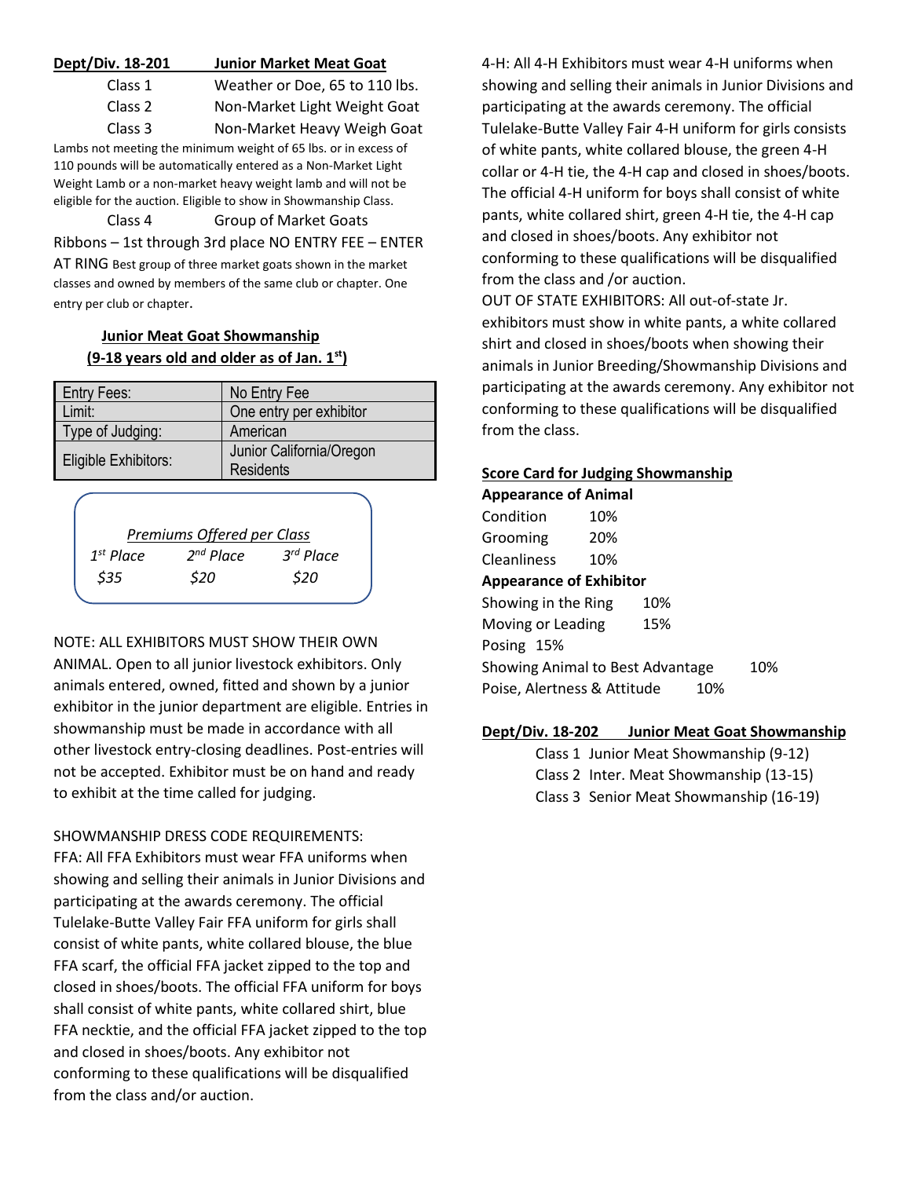**Dept/Div. 18-201 Junior Market Meat Goat**

Class 1 Weather or Doe, 65 to 110 lbs.

Class 2 Non-Market Light Weight Goat

Class 3 Non-Market Heavy Weigh Goat

Lambs not meeting the minimum weight of 65 lbs. or in excess of 110 pounds will be automatically entered as a Non-Market Light Weight Lamb or a non-market heavy weight lamb and will not be eligible for the auction. Eligible to show in Showmanship Class.

Class 4 Group of Market Goats

Ribbons – 1st through 3rd place NO ENTRY FEE – ENTER AT RING Best group of three market goats shown in the market classes and owned by members of the same club or chapter. One entry per club or chapter.

**Junior Meat Goat Showmanship**
**(9-18 years old and older as of Jan. 1st)**

| Entry Fees: | No Entry Fee |
|---|---|
| Limit: | One entry per exhibitor |
| Type of Judging: | American |
| Eligible Exhibitors: | Junior California/Oregon Residents |

*Premiums Offered per Class*

| *1st Place* | *2nd Place* | *3rd Place* |
|---|---|---|
| *$35* | *$20* | *$20* |

NOTE: ALL EXHIBITORS MUST SHOW THEIR OWN ANIMAL. Open to all junior livestock exhibitors. Only animals entered, owned, fitted and shown by a junior exhibitor in the junior department are eligible. Entries in showmanship must be made in accordance with all other livestock entry-closing deadlines. Post-entries will not be accepted. Exhibitor must be on hand and ready to exhibit at the time called for judging.

SHOWMANSHIP DRESS CODE REQUIREMENTS:
FFA: All FFA Exhibitors must wear FFA uniforms when showing and selling their animals in Junior Divisions and participating at the awards ceremony. The official Tulelake-Butte Valley Fair FFA uniform for girls shall consist of white pants, white collared blouse, the blue FFA scarf, the official FFA jacket zipped to the top and closed in shoes/boots. The official FFA uniform for boys shall consist of white pants, white collared shirt, blue FFA necktie, and the official FFA jacket zipped to the top and closed in shoes/boots. Any exhibitor not conforming to these qualifications will be disqualified from the class and/or auction.

4-H: All 4-H Exhibitors must wear 4-H uniforms when showing and selling their animals in Junior Divisions and participating at the awards ceremony. The official Tulelake-Butte Valley Fair 4-H uniform for girls consists of white pants, white collared blouse, the green 4-H collar or 4-H tie, the 4-H cap and closed in shoes/boots. The official 4-H uniform for boys shall consist of white pants, white collared shirt, green 4-H tie, the 4-H cap and closed in shoes/boots. Any exhibitor not conforming to these qualifications will be disqualified from the class and /or auction.

OUT OF STATE EXHIBITORS: All out-of-state Jr. exhibitors must show in white pants, a white collared shirt and closed in shoes/boots when showing their animals in Junior Breeding/Showmanship Divisions and participating at the awards ceremony. Any exhibitor not conforming to these qualifications will be disqualified from the class.

**Score Card for Judging Showmanship**

**Appearance of Animal**

Condition 10%

Grooming 20%

Cleanliness 10%

**Appearance of Exhibitor**

Showing in the Ring 10%

Moving or Leading 15%

Posing 15%

Showing Animal to Best Advantage 10%

Poise, Alertness & Attitude 10%

**Dept/Div. 18-202 Junior Meat Goat Showmanship**

Class 1 Junior Meat Showmanship (9-12)

Class 2 Inter. Meat Showmanship (13-15)

Class 3 Senior Meat Showmanship (16-19)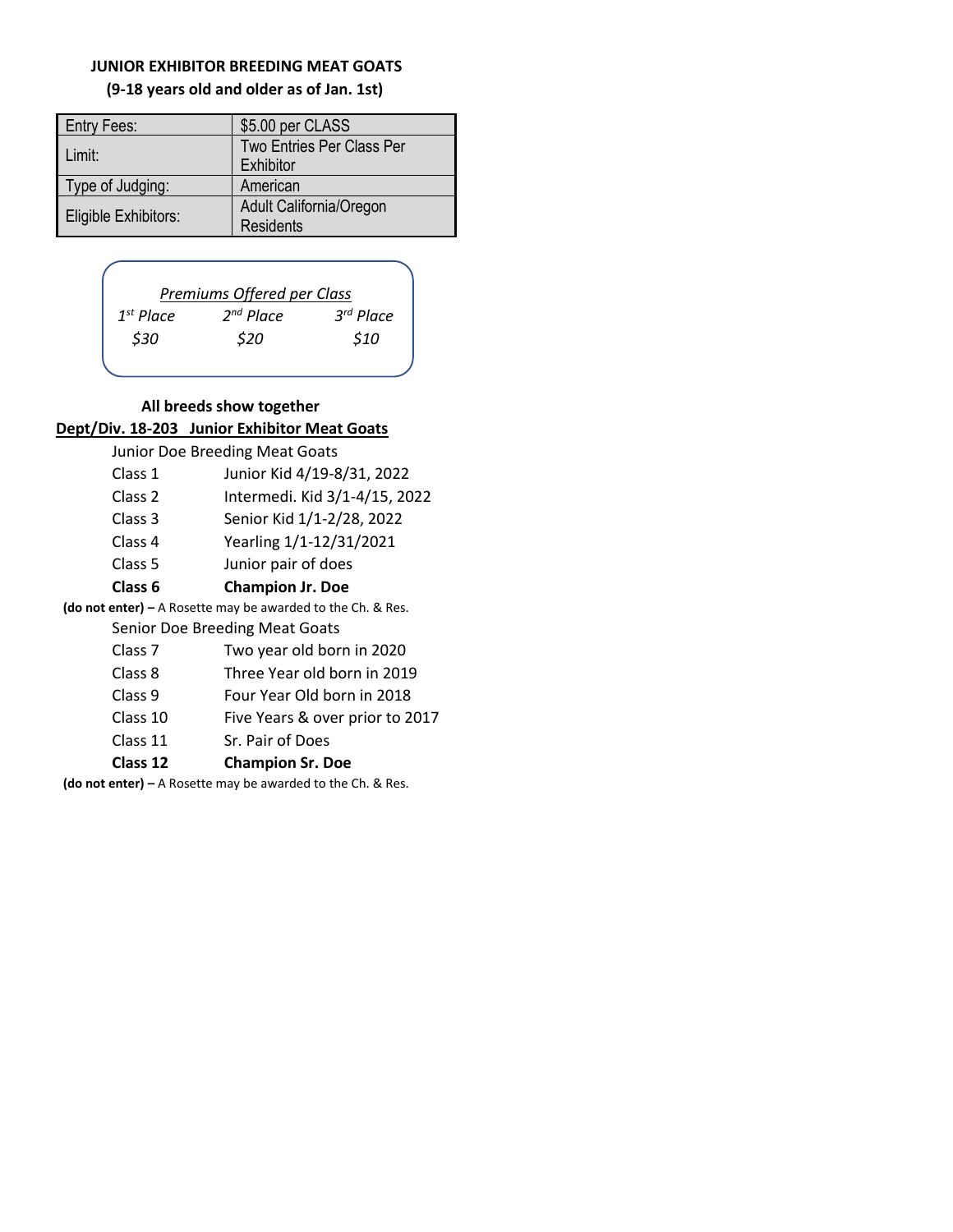**JUNIOR EXHIBITOR BREEDING MEAT GOATS**

**(9-18 years old and older as of Jan. 1st)**

| | |
|---|---|
| Entry Fees: | $5.00 per CLASS |
| Limit: | Two Entries Per Class Per Exhibitor |
| Type of Judging: | American |
| Eligible Exhibitors: | Adult California/Oregon Residents |

*Premiums Offered per Class*

| *1st Place* | *2nd Place* | *3rd Place* |
|---|---|---|
| *$30* | *$20* | *$10* |

**All breeds show together**

**Dept/Div. 18-203 Junior Exhibitor Meat Goats**

Junior Doe Breeding Meat Goats

| | |
|---|---|
| Class 1 | Junior Kid 4/19-8/31, 2022 |
| Class 2 | Intermedi. Kid 3/1-4/15, 2022 |
| Class 3 | Senior Kid 1/1-2/28, 2022 |
| Class 4 | Yearling 1/1-12/31/2021 |
| Class 5 | Junior pair of does |
| **Class 6** | **Champion Jr. Doe** |

**(do not enter) –** A Rosette may be awarded to the Ch. & Res.

Senior Doe Breeding Meat Goats

| | |
|---|---|
| Class 7 | Two year old born in 2020 |
| Class 8 | Three Year old born in 2019 |
| Class 9 | Four Year Old born in 2018 |
| Class 10 | Five Years & over prior to 2017 |
| Class 11 | Sr. Pair of Does |
| **Class 12** | **Champion Sr. Doe** |

**(do not enter) –** A Rosette may be awarded to the Ch. & Res.